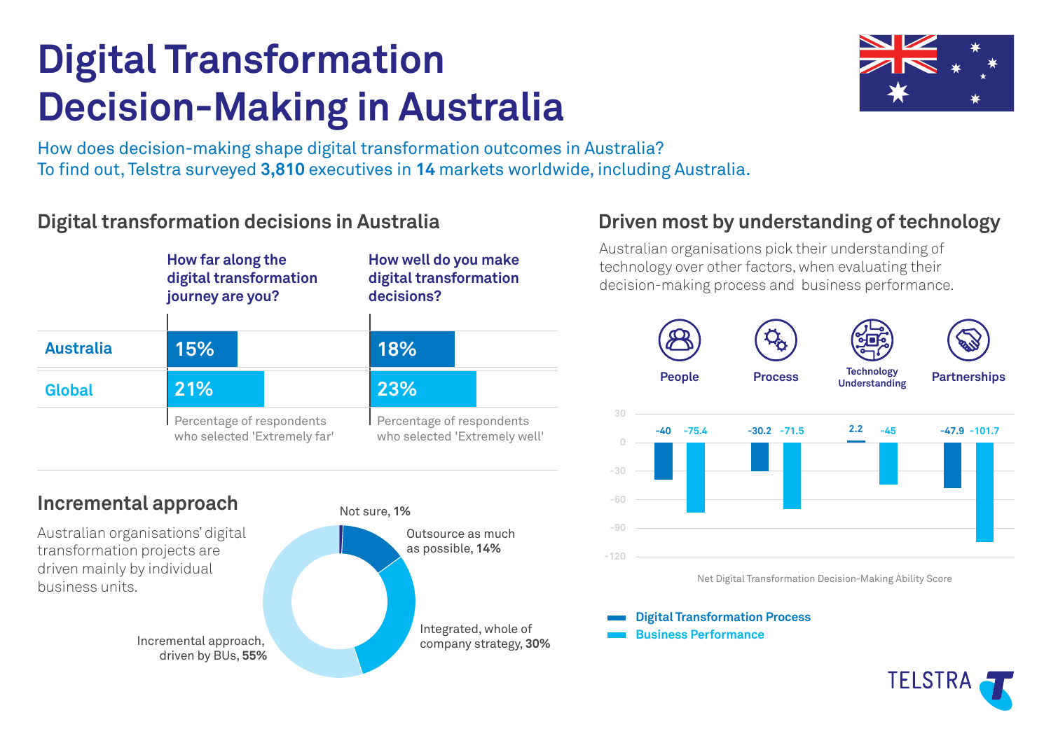# Digital Transformation Decision-Making in Australia

How does decision-making shape digital transformation outcomes in Australia?
To find out, Telstra surveyed **3,810** executives in **14** markets worldwide, including Australia.

## Digital transformation decisions in Australia

| | How far along the digital transformation journey are you? | How well do you make digital transformation decisions? |
|---|---|---|
| Australia | 15% | 18% |
| Global | 21% | 23% |
| | Percentage of respondents who selected 'Extremely far' | Percentage of respondents who selected 'Extremely well' |

## Incremental approach

Australian organisations' digital transformation projects are driven mainly by individual business units.

- Not sure, **1%**
- Outsource as much as possible, **14%**
- Integrated, whole of company strategy, **30%**
- Incremental approach, driven by BUs, **55%**

## Driven most by understanding of technology

Australian organisations pick their understanding of technology over other factors, when evaluating their decision-making process and business performance.

Net Digital Transformation Decision-Making Ability Score

| | People | Process | Technology Understanding | Partnerships |
|---|---|---|---|---|
| Digital Transformation Process | -40 | -30.2 | 2.2 | -47.9 |
| Business Performance | -75.4 | -71.5 | -45 | -101.7 |

TELSTRA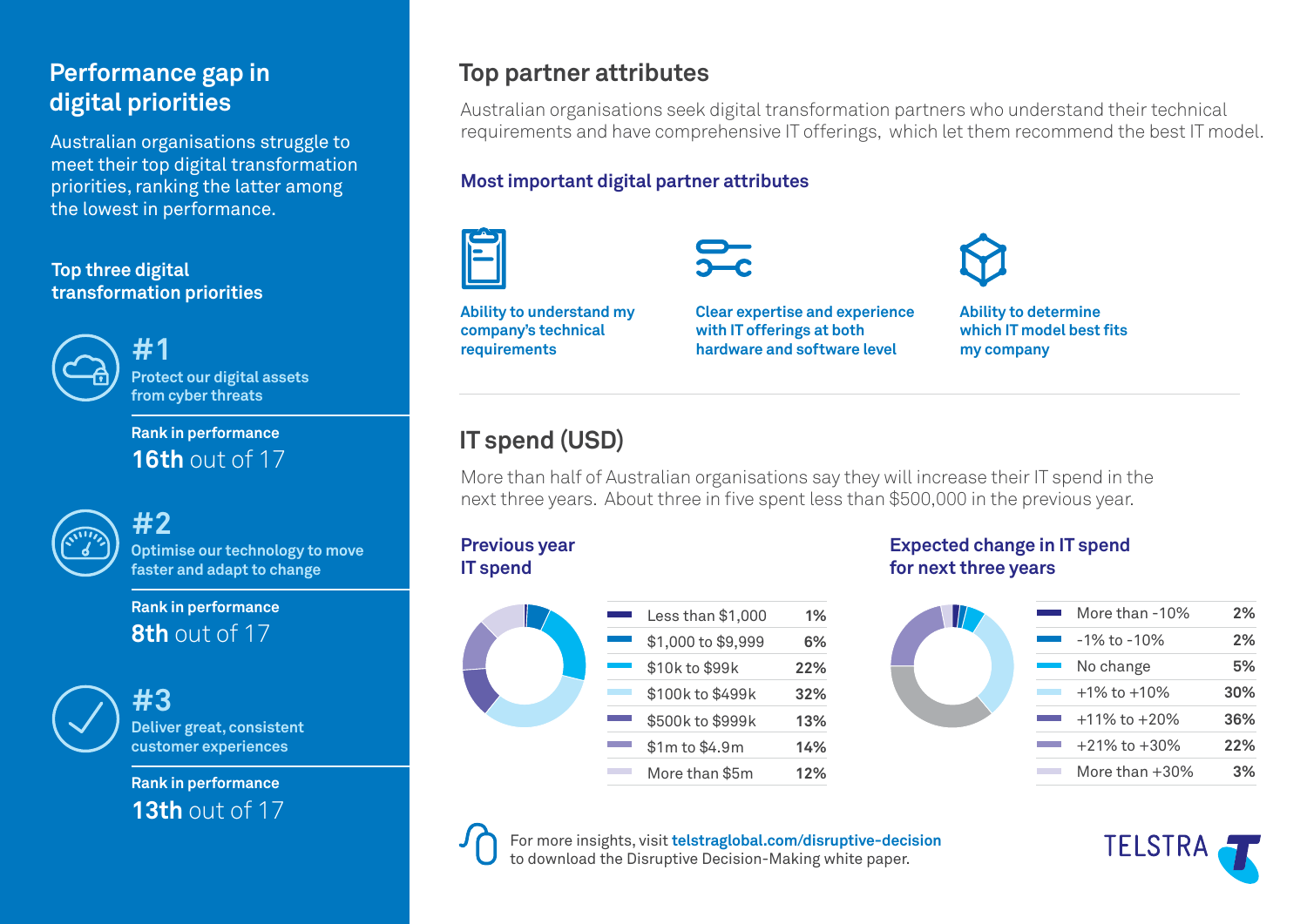## Performance gap in digital priorities

Australian organisations struggle to meet their top digital transformation priorities, ranking the latter among the lowest in performance.

### Top three digital transformation priorities

**#1**
Protect our digital assets from cyber threats

Rank in performance
**16th** out of 17

**#2**
Optimise our technology to move faster and adapt to change

Rank in performance
**8th** out of 17

**#3**
Deliver great, consistent customer experiences

Rank in performance
**13th** out of 17

## Top partner attributes

Australian organisations seek digital transformation partners who understand their technical requirements and have comprehensive IT offerings, which let them recommend the best IT model.

### Most important digital partner attributes

- Ability to understand my company's technical requirements
- Clear expertise and experience with IT offerings at both hardware and software level
- Ability to determine which IT model best fits my company

## IT spend (USD)

More than half of Australian organisations say they will increase their IT spend in the next three years. About three in five spent less than $500,000 in the previous year.

### Previous year IT spend

Less than $1,000 1%
$1,000 to $9,999 6%
$10k to $99k 22%
$100k to $499k 32%
$500k to $999k 13%
$1m to $4.9m 14%
More than $5m 12%

### Expected change in IT spend for next three years

More than -10% 2%
-1% to -10% 2%
No change 5%
+1% to +10% 30%
+11% to +20% 36%
+21% to +30% 22%
More than +30% 3%

For more insights, visit **telstraglobal.com/disruptive-decision** to download the Disruptive Decision-Making white paper.

TELSTRA